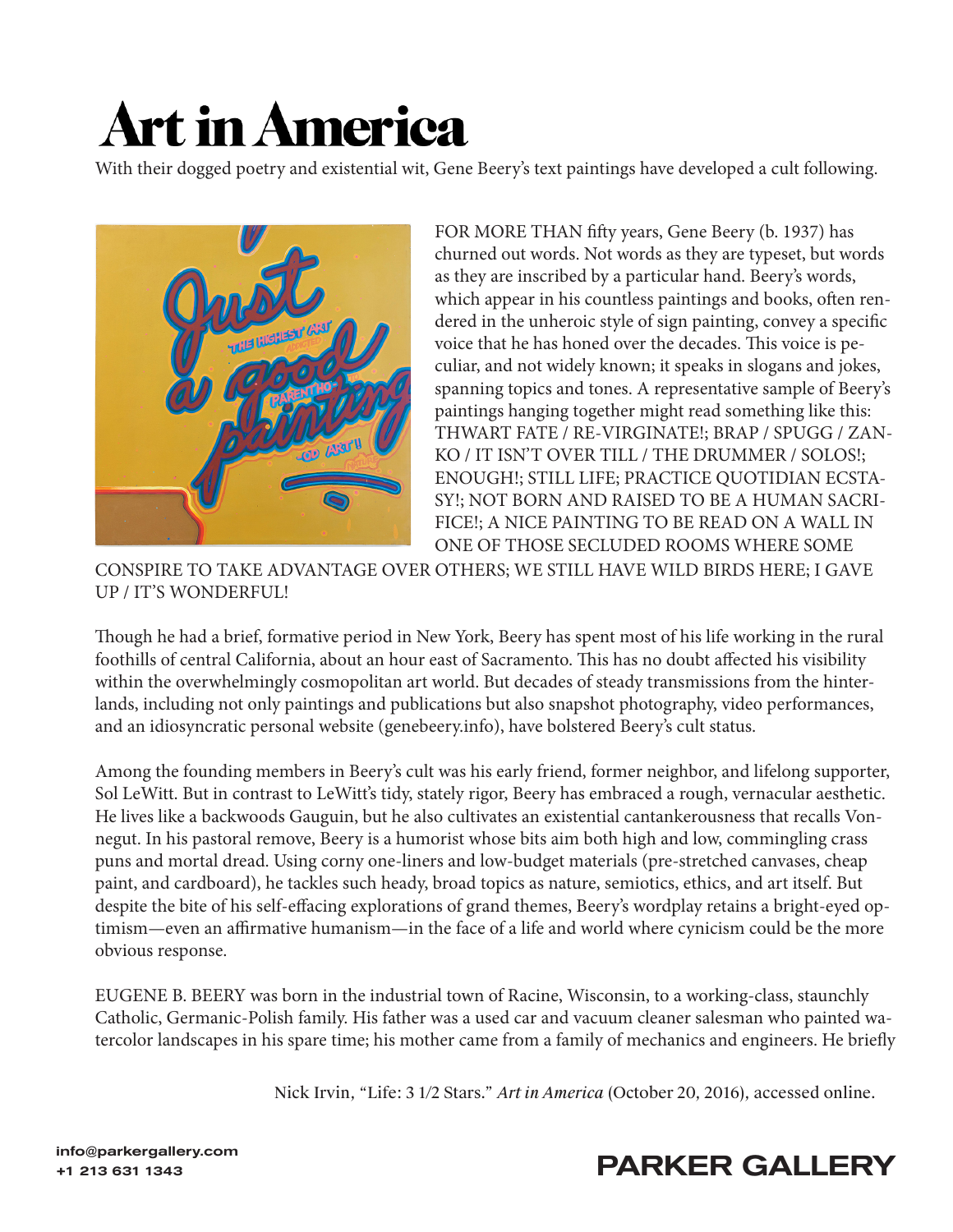# Art in America

With their dogged poetry and existential wit, Gene Beery's text paintings have developed a cult following.

FOR MORE THAN fifty years, Gene Beery (b. 1937) has churned out words. Not words as they are typeset, but words as they are inscribed by a particular hand. Beery's words, which appear in his countless paintings and books, often rendered in the unheroic style of sign painting, convey a specific voice that he has honed over the decades. This voice is peculiar, and not widely known; it speaks in slogans and jokes, spanning topics and tones. A representative sample of Beery's paintings hanging together might read something like this: THWART FATE / RE-VIRGINATE!; BRAP / SPUGG / ZANKO / IT ISN'T OVER TILL / THE DRUMMER / SOLOS!; ENOUGH!; STILL LIFE; PRACTICE QUOTIDIAN ECSTASY!; NOT BORN AND RAISED TO BE A HUMAN SACRIFICE!; A NICE PAINTING TO BE READ ON A WALL IN ONE OF THOSE SECLUDED ROOMS WHERE SOME CONSPIRE TO TAKE ADVANTAGE OVER OTHERS; WE STILL HAVE WILD BIRDS HERE; I GAVE UP / IT'S WONDERFUL!

Though he had a brief, formative period in New York, Beery has spent most of his life working in the rural foothills of central California, about an hour east of Sacramento. This has no doubt affected his visibility within the overwhelmingly cosmopolitan art world. But decades of steady transmissions from the hinterlands, including not only paintings and publications but also snapshot photography, video performances, and an idiosyncratic personal website (genebeery.info), have bolstered Beery's cult status.

Among the founding members in Beery's cult was his early friend, former neighbor, and lifelong supporter, Sol LeWitt. But in contrast to LeWitt's tidy, stately rigor, Beery has embraced a rough, vernacular aesthetic. He lives like a backwoods Gauguin, but he also cultivates an existential cantankerousness that recalls Vonnegut. In his pastoral remove, Beery is a humorist whose bits aim both high and low, commingling crass puns and mortal dread. Using corny one-liners and low-budget materials (pre-stretched canvases, cheap paint, and cardboard), he tackles such heady, broad topics as nature, semiotics, ethics, and art itself. But despite the bite of his self-effacing explorations of grand themes, Beery's wordplay retains a bright-eyed optimism—even an affirmative humanism—in the face of a life and world where cynicism could be the more obvious response.

EUGENE B. BEERY was born in the industrial town of Racine, Wisconsin, to a working-class, staunchly Catholic, Germanic-Polish family. His father was a used car and vacuum cleaner salesman who painted watercolor landscapes in his spare time; his mother came from a family of mechanics and engineers. He briefly

Nick Irvin, "Life: 3 1/2 Stars." *Art in America* (October 20, 2016), accessed online.

info@parkergallery.com
+1 213 631 1343

PARKER GALLERY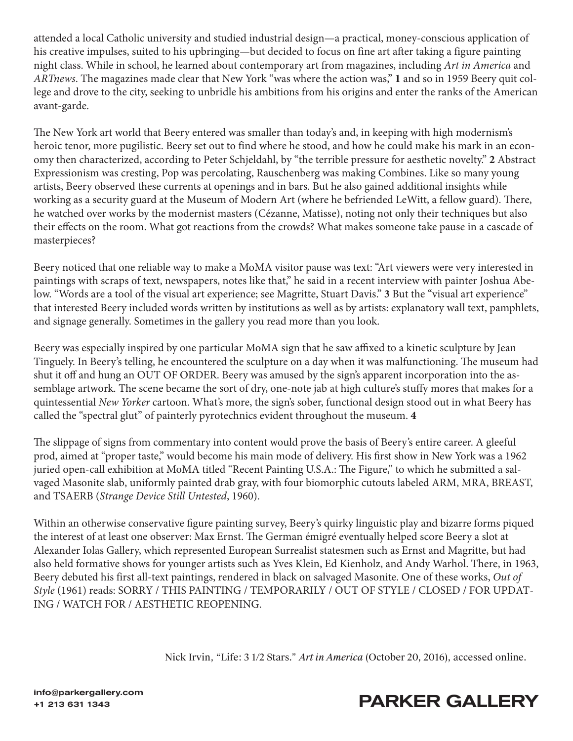attended a local Catholic university and studied industrial design—a practical, money-conscious application of his creative impulses, suited to his upbringing—but decided to focus on fine art after taking a figure painting night class. While in school, he learned about contemporary art from magazines, including *Art in America* and *ARTnews*. The magazines made clear that New York "was where the action was," **1** and so in 1959 Beery quit college and drove to the city, seeking to unbridle his ambitions from his origins and enter the ranks of the American avant-garde.

The New York art world that Beery entered was smaller than today's and, in keeping with high modernism's heroic tenor, more pugilistic. Beery set out to find where he stood, and how he could make his mark in an economy then characterized, according to Peter Schjeldahl, by "the terrible pressure for aesthetic novelty." **2** Abstract Expressionism was cresting, Pop was percolating, Rauschenberg was making Combines. Like so many young artists, Beery observed these currents at openings and in bars. But he also gained additional insights while working as a security guard at the Museum of Modern Art (where he befriended LeWitt, a fellow guard). There, he watched over works by the modernist masters (Cézanne, Matisse), noting not only their techniques but also their effects on the room. What got reactions from the crowds? What makes someone take pause in a cascade of masterpieces?

Beery noticed that one reliable way to make a MoMA visitor pause was text: "Art viewers were very interested in paintings with scraps of text, newspapers, notes like that," he said in a recent interview with painter Joshua Abelow. "Words are a tool of the visual art experience; see Magritte, Stuart Davis." **3** But the "visual art experience" that interested Beery included words written by institutions as well as by artists: explanatory wall text, pamphlets, and signage generally. Sometimes in the gallery you read more than you look.

Beery was especially inspired by one particular MoMA sign that he saw affixed to a kinetic sculpture by Jean Tinguely. In Beery's telling, he encountered the sculpture on a day when it was malfunctioning. The museum had shut it off and hung an OUT OF ORDER. Beery was amused by the sign's apparent incorporation into the assemblage artwork. The scene became the sort of dry, one-note jab at high culture's stuffy mores that makes for a quintessential *New Yorker* cartoon. What's more, the sign's sober, functional design stood out in what Beery has called the "spectral glut" of painterly pyrotechnics evident throughout the museum. **4**

The slippage of signs from commentary into content would prove the basis of Beery's entire career. A gleeful prod, aimed at "proper taste," would become his main mode of delivery. His first show in New York was a 1962 juried open-call exhibition at MoMA titled "Recent Painting U.S.A.: The Figure," to which he submitted a salvaged Masonite slab, uniformly painted drab gray, with four biomorphic cutouts labeled ARM, MRA, BREAST, and TSAERB (*Strange Device Still Untested*, 1960).

Within an otherwise conservative figure painting survey, Beery's quirky linguistic play and bizarre forms piqued the interest of at least one observer: Max Ernst. The German émigré eventually helped score Beery a slot at Alexander Iolas Gallery, which represented European Surrealist statesmen such as Ernst and Magritte, but had also held formative shows for younger artists such as Yves Klein, Ed Kienholz, and Andy Warhol. There, in 1963, Beery debuted his first all-text paintings, rendered in black on salvaged Masonite. One of these works, *Out of Style* (1961) reads: SORRY / THIS PAINTING / TEMPORARILY / OUT OF STYLE / CLOSED / FOR UPDATING / WATCH FOR / AESTHETIC REOPENING.

Nick Irvin, "Life: 3 1/2 Stars." *Art in America* (October 20, 2016), accessed online.

info@parkergallery.com
+1 213 631 1343

**PARKER GALLERY**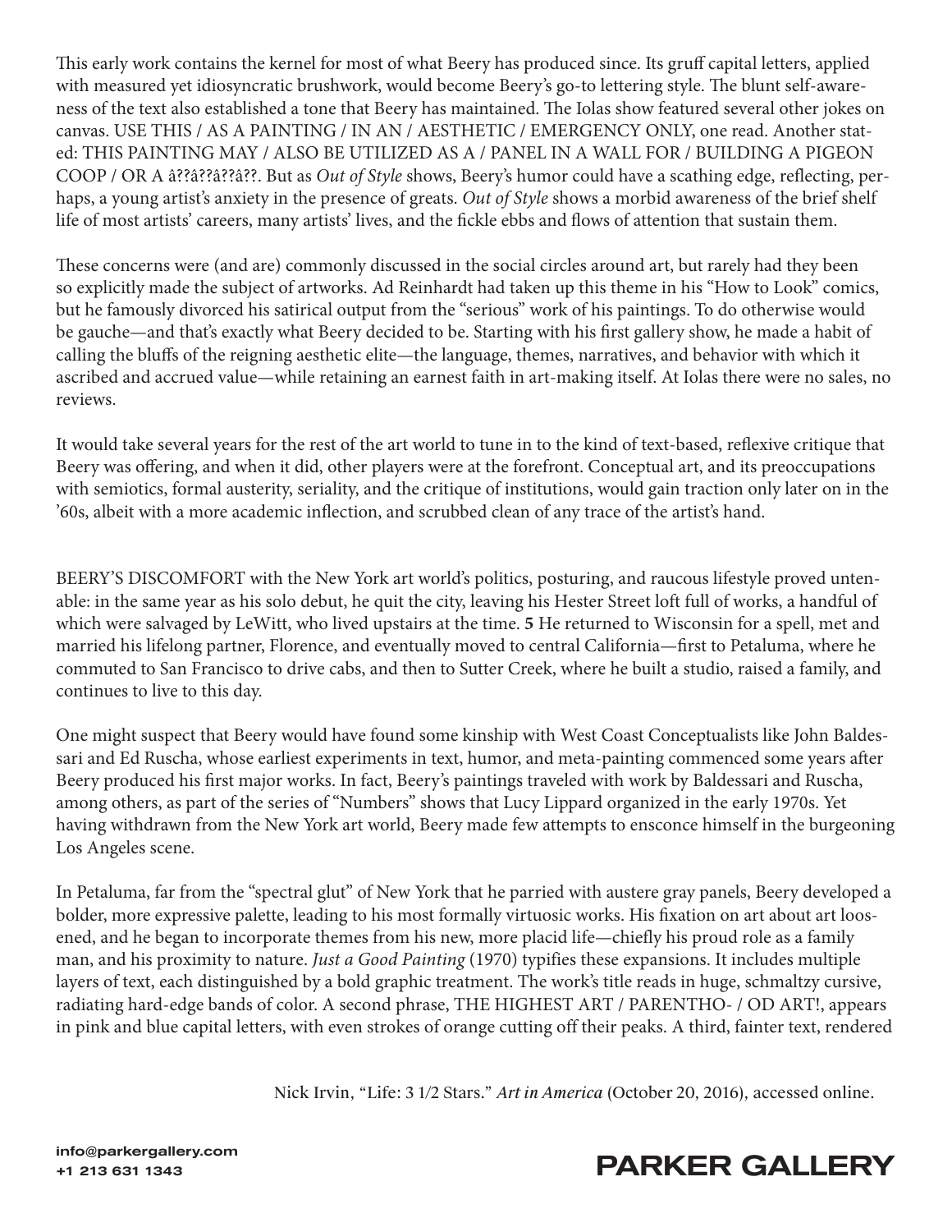This early work contains the kernel for most of what Beery has produced since. Its gruff capital letters, applied with measured yet idiosyncratic brushwork, would become Beery's go-to lettering style. The blunt self-awareness of the text also established a tone that Beery has maintained. The Iolas show featured several other jokes on canvas. USE THIS / AS A PAINTING / IN AN / AESTHETIC / EMERGENCY ONLY, one read. Another stated: THIS PAINTING MAY / ALSO BE UTILIZED AS A / PANEL IN A WALL FOR / BUILDING A PIGEON COOP / OR A â??â??â??â??. But as *Out of Style* shows, Beery's humor could have a scathing edge, reflecting, perhaps, a young artist's anxiety in the presence of greats. *Out of Style* shows a morbid awareness of the brief shelf life of most artists' careers, many artists' lives, and the fickle ebbs and flows of attention that sustain them.

These concerns were (and are) commonly discussed in the social circles around art, but rarely had they been so explicitly made the subject of artworks. Ad Reinhardt had taken up this theme in his "How to Look" comics, but he famously divorced his satirical output from the "serious" work of his paintings. To do otherwise would be gauche—and that's exactly what Beery decided to be. Starting with his first gallery show, he made a habit of calling the bluffs of the reigning aesthetic elite—the language, themes, narratives, and behavior with which it ascribed and accrued value—while retaining an earnest faith in art-making itself. At Iolas there were no sales, no reviews.

It would take several years for the rest of the art world to tune in to the kind of text-based, reflexive critique that Beery was offering, and when it did, other players were at the forefront. Conceptual art, and its preoccupations with semiotics, formal austerity, seriality, and the critique of institutions, would gain traction only later on in the '60s, albeit with a more academic inflection, and scrubbed clean of any trace of the artist's hand.

BEERY'S DISCOMFORT with the New York art world's politics, posturing, and raucous lifestyle proved untenable: in the same year as his solo debut, he quit the city, leaving his Hester Street loft full of works, a handful of which were salvaged by LeWitt, who lived upstairs at the time. **5** He returned to Wisconsin for a spell, met and married his lifelong partner, Florence, and eventually moved to central California—first to Petaluma, where he commuted to San Francisco to drive cabs, and then to Sutter Creek, where he built a studio, raised a family, and continues to live to this day.

One might suspect that Beery would have found some kinship with West Coast Conceptualists like John Baldessari and Ed Ruscha, whose earliest experiments in text, humor, and meta-painting commenced some years after Beery produced his first major works. In fact, Beery's paintings traveled with work by Baldessari and Ruscha, among others, as part of the series of "Numbers" shows that Lucy Lippard organized in the early 1970s. Yet having withdrawn from the New York art world, Beery made few attempts to ensconce himself in the burgeoning Los Angeles scene.

In Petaluma, far from the "spectral glut" of New York that he parried with austere gray panels, Beery developed a bolder, more expressive palette, leading to his most formally virtuosic works. His fixation on art about art loosened, and he began to incorporate themes from his new, more placid life—chiefly his proud role as a family man, and his proximity to nature. *Just a Good Painting* (1970) typifies these expansions. It includes multiple layers of text, each distinguished by a bold graphic treatment. The work's title reads in huge, schmaltzy cursive, radiating hard-edge bands of color. A second phrase, THE HIGHEST ART / PARENTHO- / OD ART!, appears in pink and blue capital letters, with even strokes of orange cutting off their peaks. A third, fainter text, rendered

Nick Irvin, "Life: 3 1/2 Stars." *Art in America* (October 20, 2016), accessed online.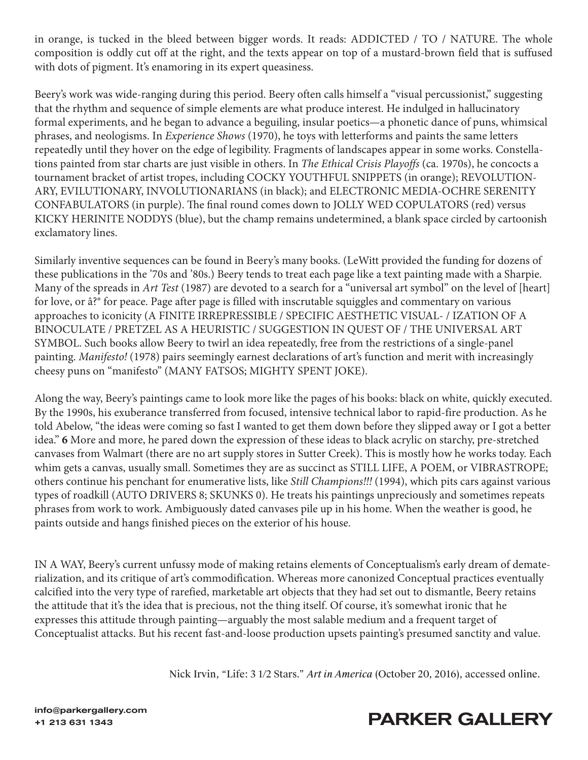in orange, is tucked in the bleed between bigger words. It reads: ADDICTED / TO / NATURE. The whole composition is oddly cut off at the right, and the texts appear on top of a mustard-brown field that is suffused with dots of pigment. It's enamoring in its expert queasiness.

Beery's work was wide-ranging during this period. Beery often calls himself a "visual percussionist," suggesting that the rhythm and sequence of simple elements are what produce interest. He indulged in hallucinatory formal experiments, and he began to advance a beguiling, insular poetics—a phonetic dance of puns, whimsical phrases, and neologisms. In *Experience Shows* (1970), he toys with letterforms and paints the same letters repeatedly until they hover on the edge of legibility. Fragments of landscapes appear in some works. Constellations painted from star charts are just visible in others. In *The Ethical Crisis Playoffs* (ca. 1970s), he concocts a tournament bracket of artist tropes, including COCKY YOUTHFUL SNIPPETS (in orange); REVOLUTIONARY, EVILUTIONARY, INVOLUTIONARIANS (in black); and ELECTRONIC MEDIA-OCHRE SERENITY CONFABULATORS (in purple). The final round comes down to JOLLY WED COPULATORS (red) versus KICKY HERINITE NODDYS (blue), but the champ remains undetermined, a blank space circled by cartoonish exclamatory lines.

Similarly inventive sequences can be found in Beery's many books. (LeWitt provided the funding for dozens of these publications in the '70s and '80s.) Beery tends to treat each page like a text painting made with a Sharpie. Many of the spreads in *Art Test* (1987) are devoted to a search for a "universal art symbol" on the level of [heart] for love, or â?® for peace. Page after page is filled with inscrutable squiggles and commentary on various approaches to iconicity (A FINITE IRREPRESSIBLE / SPECIFIC AESTHETIC VISUAL- / IZATION OF A BINOCULATE / PRETZEL AS A HEURISTIC / SUGGESTION IN QUEST OF / THE UNIVERSAL ART SYMBOL. Such books allow Beery to twirl an idea repeatedly, free from the restrictions of a single-panel painting. *Manifesto!* (1978) pairs seemingly earnest declarations of art's function and merit with increasingly cheesy puns on "manifesto" (MANY FATSOS; MIGHTY SPENT JOKE).

Along the way, Beery's paintings came to look more like the pages of his books: black on white, quickly executed. By the 1990s, his exuberance transferred from focused, intensive technical labor to rapid-fire production. As he told Abelow, "the ideas were coming so fast I wanted to get them down before they slipped away or I got a better idea." **6** More and more, he pared down the expression of these ideas to black acrylic on starchy, pre-stretched canvases from Walmart (there are no art supply stores in Sutter Creek). This is mostly how he works today. Each whim gets a canvas, usually small. Sometimes they are as succinct as STILL LIFE, A POEM, or VIBRASTROPE; others continue his penchant for enumerative lists, like *Still Champions!!!* (1994), which pits cars against various types of roadkill (AUTO DRIVERS 8; SKUNKS 0). He treats his paintings unpreciously and sometimes repeats phrases from work to work. Ambiguously dated canvases pile up in his home. When the weather is good, he paints outside and hangs finished pieces on the exterior of his house.

IN A WAY, Beery's current unfussy mode of making retains elements of Conceptualism's early dream of dematerialization, and its critique of art's commodification. Whereas more canonized Conceptual practices eventually calcified into the very type of rarefied, marketable art objects that they had set out to dismantle, Beery retains the attitude that it's the idea that is precious, not the thing itself. Of course, it's somewhat ironic that he expresses this attitude through painting—arguably the most salable medium and a frequent target of Conceptualist attacks. But his recent fast-and-loose production upsets painting's presumed sanctity and value.

Nick Irvin, "Life: 3 1/2 Stars." *Art in America* (October 20, 2016), accessed online.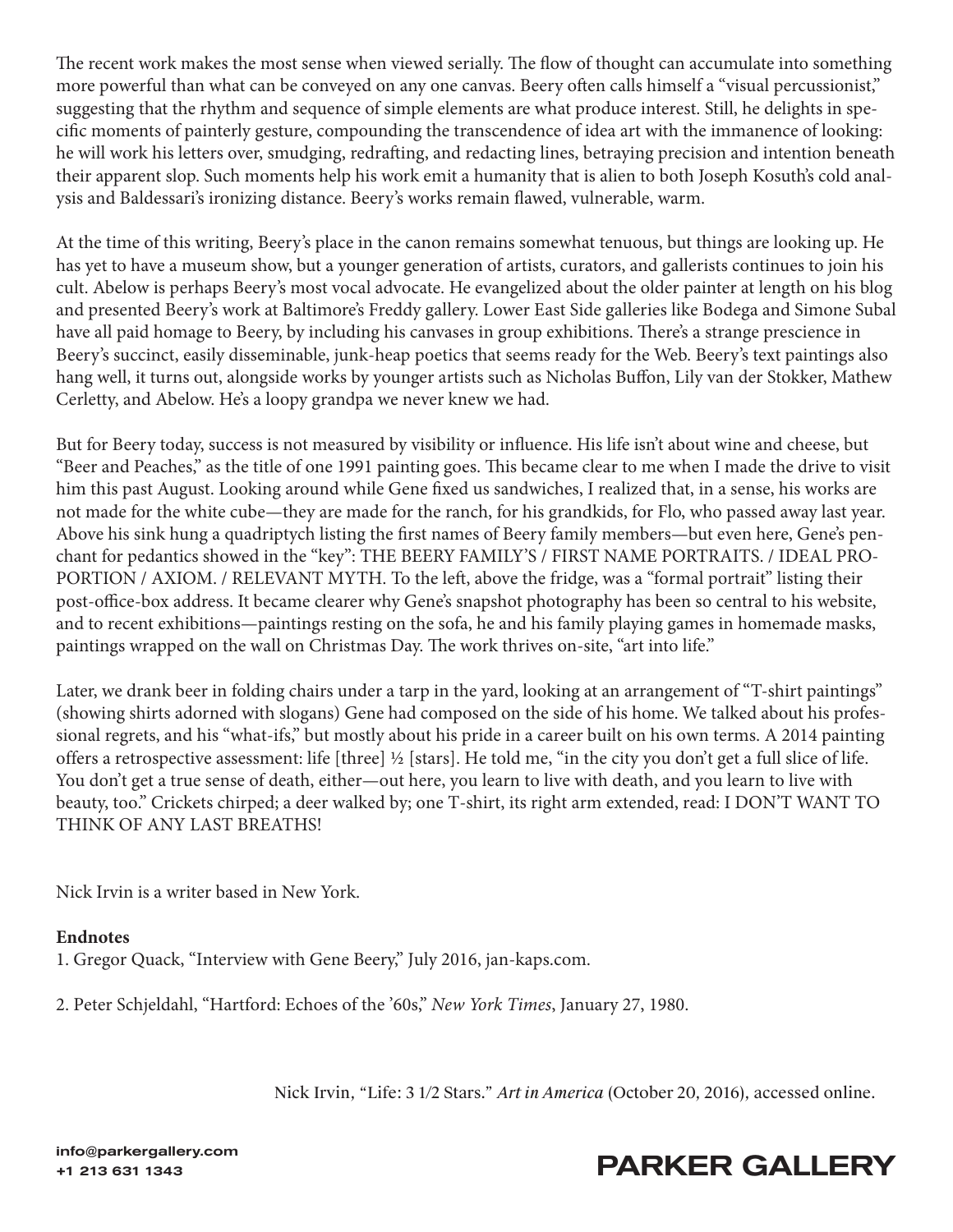The recent work makes the most sense when viewed serially. The flow of thought can accumulate into something more powerful than what can be conveyed on any one canvas. Beery often calls himself a "visual percussionist," suggesting that the rhythm and sequence of simple elements are what produce interest. Still, he delights in specific moments of painterly gesture, compounding the transcendence of idea art with the immanence of looking: he will work his letters over, smudging, redrafting, and redacting lines, betraying precision and intention beneath their apparent slop. Such moments help his work emit a humanity that is alien to both Joseph Kosuth's cold analysis and Baldessari's ironizing distance. Beery's works remain flawed, vulnerable, warm.

At the time of this writing, Beery's place in the canon remains somewhat tenuous, but things are looking up. He has yet to have a museum show, but a younger generation of artists, curators, and gallerists continues to join his cult. Abelow is perhaps Beery's most vocal advocate. He evangelized about the older painter at length on his blog and presented Beery's work at Baltimore's Freddy gallery. Lower East Side galleries like Bodega and Simone Subal have all paid homage to Beery, by including his canvases in group exhibitions. There's a strange prescience in Beery's succinct, easily disseminable, junk-heap poetics that seems ready for the Web. Beery's text paintings also hang well, it turns out, alongside works by younger artists such as Nicholas Buffon, Lily van der Stokker, Mathew Cerletty, and Abelow. He's a loopy grandpa we never knew we had.

But for Beery today, success is not measured by visibility or influence. His life isn't about wine and cheese, but "Beer and Peaches," as the title of one 1991 painting goes. This became clear to me when I made the drive to visit him this past August. Looking around while Gene fixed us sandwiches, I realized that, in a sense, his works are not made for the white cube—they are made for the ranch, for his grandkids, for Flo, who passed away last year. Above his sink hung a quadriptych listing the first names of Beery family members—but even here, Gene's penchant for pedantics showed in the "key": THE BEERY FAMILY'S / FIRST NAME PORTRAITS. / IDEAL PROPORTION / AXIOM. / RELEVANT MYTH. To the left, above the fridge, was a "formal portrait" listing their post-office-box address. It became clearer why Gene's snapshot photography has been so central to his website, and to recent exhibitions—paintings resting on the sofa, he and his family playing games in homemade masks, paintings wrapped on the wall on Christmas Day. The work thrives on-site, "art into life."

Later, we drank beer in folding chairs under a tarp in the yard, looking at an arrangement of "T-shirt paintings" (showing shirts adorned with slogans) Gene had composed on the side of his home. We talked about his professional regrets, and his "what-ifs," but mostly about his pride in a career built on his own terms. A 2014 painting offers a retrospective assessment: life [three] ½ [stars]. He told me, "in the city you don't get a full slice of life. You don't get a true sense of death, either—out here, you learn to live with death, and you learn to live with beauty, too." Crickets chirped; a deer walked by; one T-shirt, its right arm extended, read: I DON'T WANT TO THINK OF ANY LAST BREATHS!

Nick Irvin is a writer based in New York.

**Endnotes**

1. Gregor Quack, "Interview with Gene Beery," July 2016, jan-kaps.com.

2. Peter Schjeldahl, "Hartford: Echoes of the '60s," *New York Times*, January 27, 1980.

Nick Irvin, "Life: 3 1/2 Stars." *Art in America* (October 20, 2016), accessed online.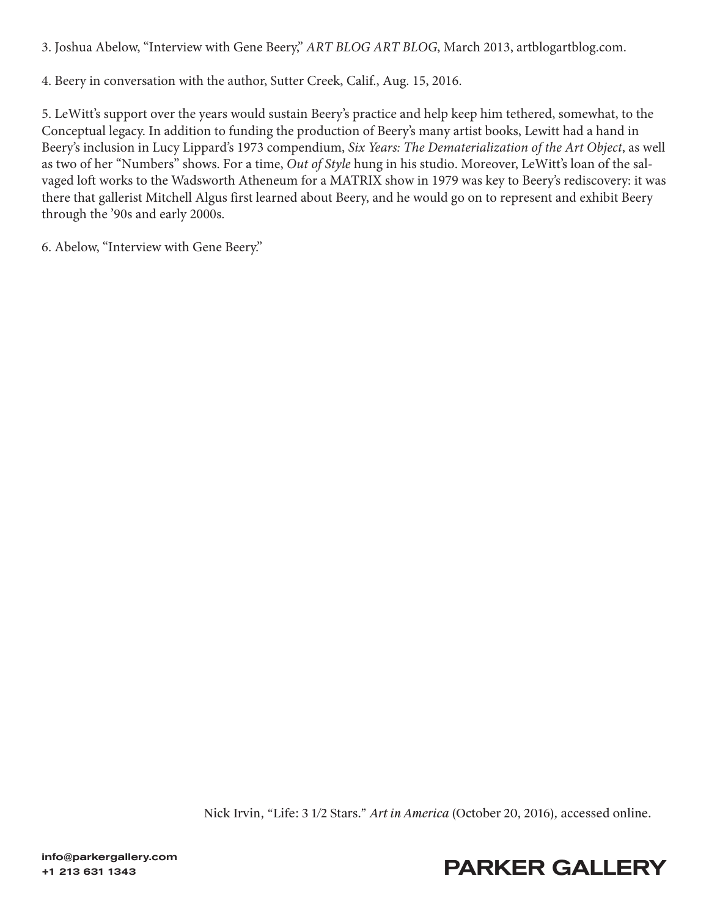3. Joshua Abelow, "Interview with Gene Beery," *ART BLOG ART BLOG*, March 2013, artblogartblog.com.

4. Beery in conversation with the author, Sutter Creek, Calif., Aug. 15, 2016.

5. LeWitt's support over the years would sustain Beery's practice and help keep him tethered, somewhat, to the Conceptual legacy. In addition to funding the production of Beery's many artist books, Lewitt had a hand in Beery's inclusion in Lucy Lippard's 1973 compendium, *Six Years: The Dematerialization of the Art Object*, as well as two of her "Numbers" shows. For a time, *Out of Style* hung in his studio. Moreover, LeWitt's loan of the salvaged loft works to the Wadsworth Atheneum for a MATRIX show in 1979 was key to Beery's rediscovery: it was there that gallerist Mitchell Algus first learned about Beery, and he would go on to represent and exhibit Beery through the '90s and early 2000s.

6. Abelow, "Interview with Gene Beery."

Nick Irvin, "Life: 3 1/2 Stars." *Art in America* (October 20, 2016), accessed online.

info@parkergallery.com
+1 213 631 1343

PARKER GALLERY